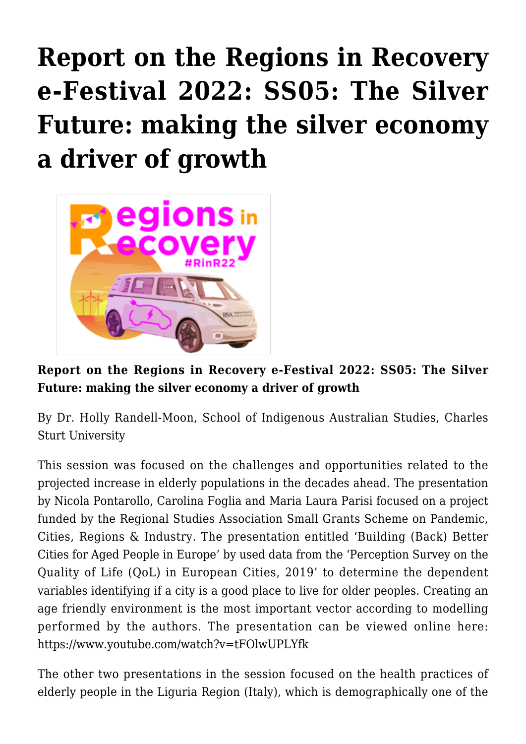# Report on the Regions in Recovery e-Festival 2022: SS05: The Silver Future: making the silver economy a driver of growth

**Report on the Regions in Recovery e-Festival 2022: SS05: The Silver Future: making the silver economy a driver of growth**

By Dr. Holly Randell-Moon, School of Indigenous Australian Studies, Charles Sturt University

This session was focused on the challenges and opportunities related to the projected increase in elderly populations in the decades ahead. The presentation by Nicola Pontarollo, Carolina Foglia and Maria Laura Parisi focused on a project funded by the Regional Studies Association Small Grants Scheme on Pandemic, Cities, Regions & Industry. The presentation entitled 'Building (Back) Better Cities for Aged People in Europe' by used data from the 'Perception Survey on the Quality of Life (QoL) in European Cities, 2019' to determine the dependent variables identifying if a city is a good place to live for older peoples. Creating an age friendly environment is the most important vector according to modelling performed by the authors. The presentation can be viewed online here: https://www.youtube.com/watch?v=tFOlwUPLYfk

The other two presentations in the session focused on the health practices of elderly people in the Liguria Region (Italy), which is demographically one of the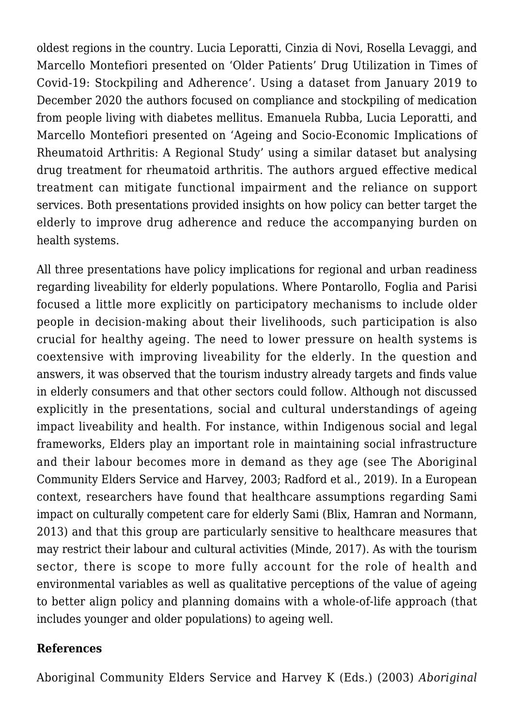oldest regions in the country. Lucia Leporatti, Cinzia di Novi, Rosella Levaggi, and Marcello Montefiori presented on 'Older Patients' Drug Utilization in Times of Covid-19: Stockpiling and Adherence'. Using a dataset from January 2019 to December 2020 the authors focused on compliance and stockpiling of medication from people living with diabetes mellitus. Emanuela Rubba, Lucia Leporatti, and Marcello Montefiori presented on 'Ageing and Socio-Economic Implications of Rheumatoid Arthritis: A Regional Study' using a similar dataset but analysing drug treatment for rheumatoid arthritis. The authors argued effective medical treatment can mitigate functional impairment and the reliance on support services. Both presentations provided insights on how policy can better target the elderly to improve drug adherence and reduce the accompanying burden on health systems.

All three presentations have policy implications for regional and urban readiness regarding liveability for elderly populations. Where Pontarollo, Foglia and Parisi focused a little more explicitly on participatory mechanisms to include older people in decision-making about their livelihoods, such participation is also crucial for healthy ageing. The need to lower pressure on health systems is coextensive with improving liveability for the elderly. In the question and answers, it was observed that the tourism industry already targets and finds value in elderly consumers and that other sectors could follow. Although not discussed explicitly in the presentations, social and cultural understandings of ageing impact liveability and health. For instance, within Indigenous social and legal frameworks, Elders play an important role in maintaining social infrastructure and their labour becomes more in demand as they age (see The Aboriginal Community Elders Service and Harvey, 2003; Radford et al., 2019). In a European context, researchers have found that healthcare assumptions regarding Sami impact on culturally competent care for elderly Sami (Blix, Hamran and Normann, 2013) and that this group are particularly sensitive to healthcare measures that may restrict their labour and cultural activities (Minde, 2017). As with the tourism sector, there is scope to more fully account for the role of health and environmental variables as well as qualitative perceptions of the value of ageing to better align policy and planning domains with a whole-of-life approach (that includes younger and older populations) to ageing well.

**References**

Aboriginal Community Elders Service and Harvey K (Eds.) (2003) *Aboriginal*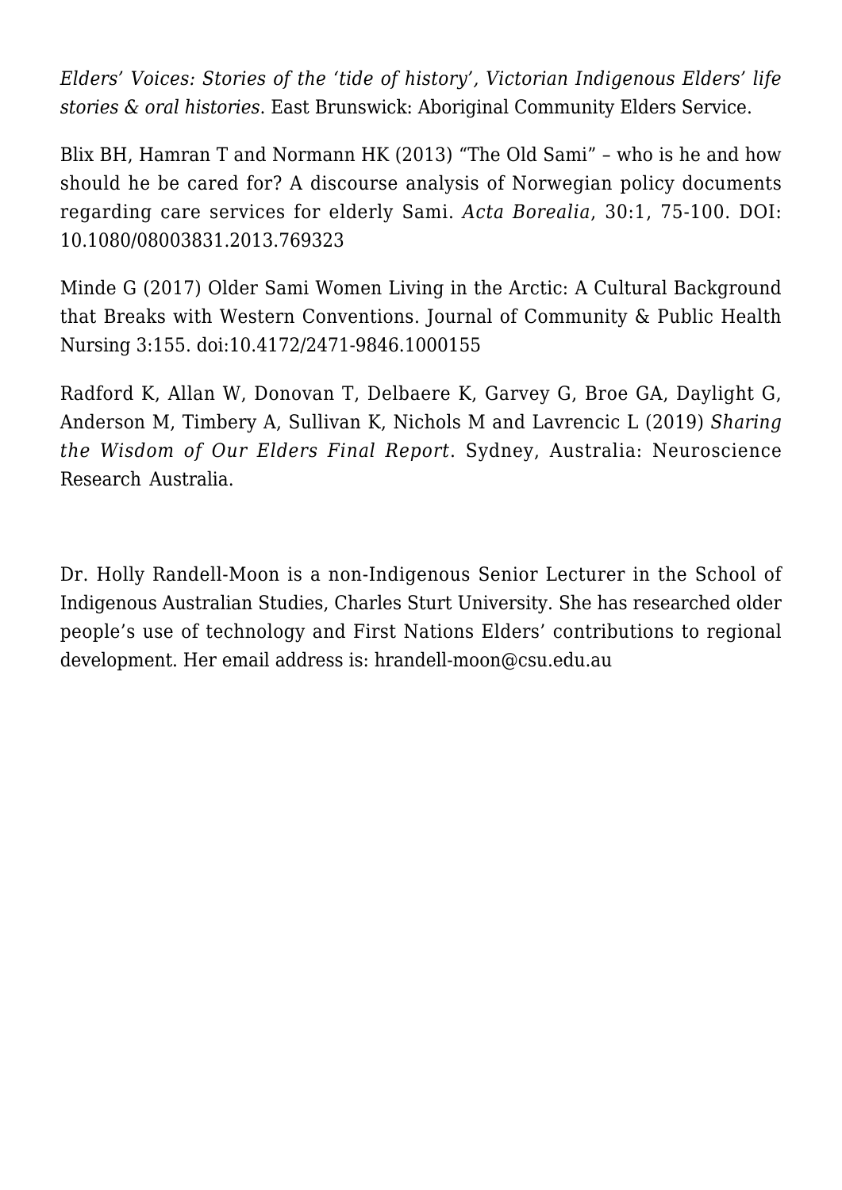*Elders' Voices: Stories of the 'tide of history', Victorian Indigenous Elders' life stories & oral histories*. East Brunswick: Aboriginal Community Elders Service.

Blix BH, Hamran T and Normann HK (2013) "The Old Sami" – who is he and how should he be cared for? A discourse analysis of Norwegian policy documents regarding care services for elderly Sami. *Acta Borealia*, 30:1, 75-100. DOI: 10.1080/08003831.2013.769323

Minde G (2017) Older Sami Women Living in the Arctic: A Cultural Background that Breaks with Western Conventions. Journal of Community & Public Health Nursing 3:155. doi:10.4172/2471-9846.1000155

Radford K, Allan W, Donovan T, Delbaere K, Garvey G, Broe GA, Daylight G, Anderson M, Timbery A, Sullivan K, Nichols M and Lavrencic L (2019) *Sharing the Wisdom of Our Elders Final Report*. Sydney, Australia: Neuroscience Research Australia.

Dr. Holly Randell-Moon is a non-Indigenous Senior Lecturer in the School of Indigenous Australian Studies, Charles Sturt University. She has researched older people's use of technology and First Nations Elders' contributions to regional development. Her email address is: hrandell-moon@csu.edu.au